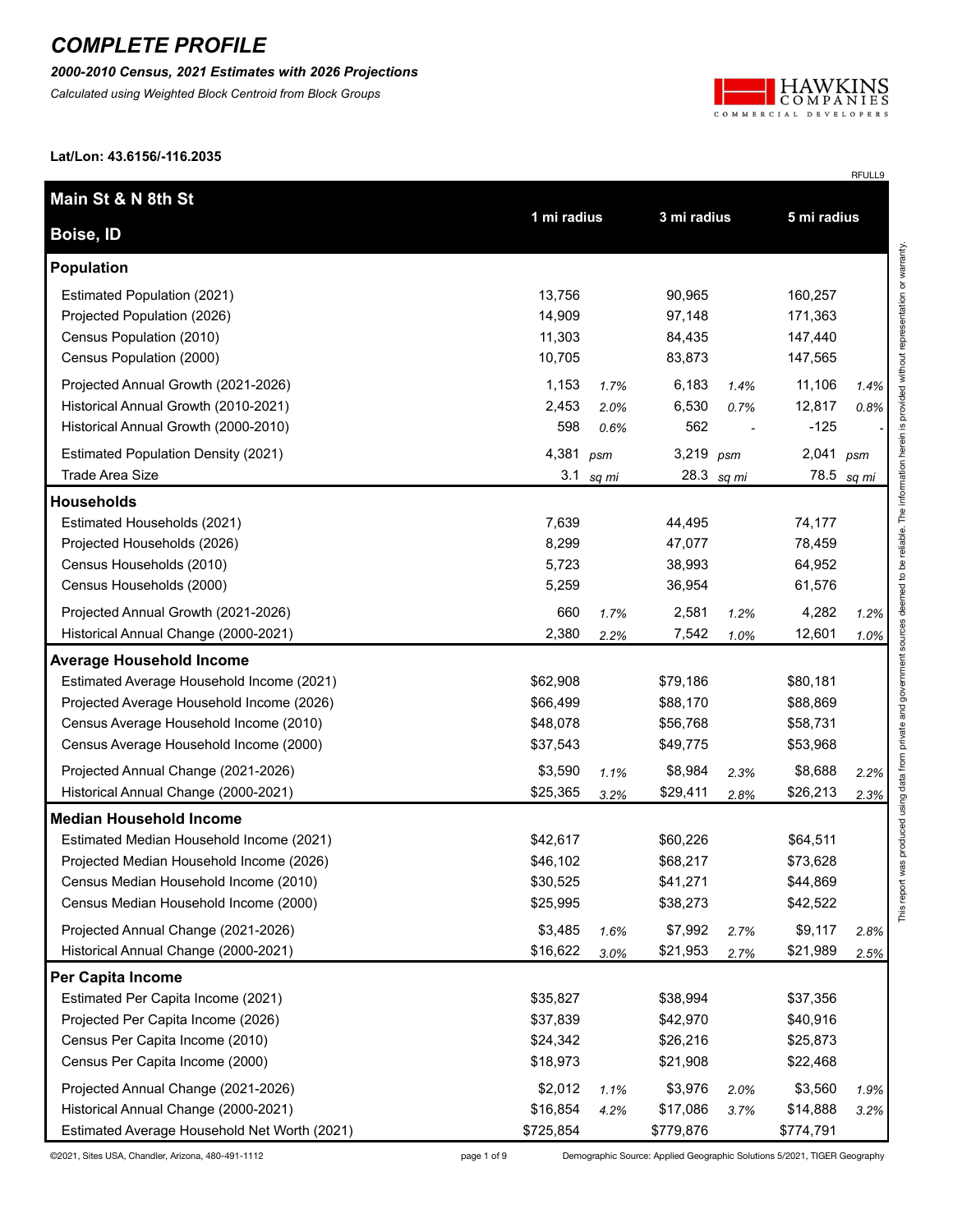# COMPLETE PROFILE

***2000-2010 Census, 2021 Estimates with 2026 Projections***

*Calculated using Weighted Block Centroid from Block Groups*

HAWKINS COMPANIES
COMMERCIAL DEVELOPERS

**Lat/Lon: 43.6156/-116.2035**

RFULL9

| **Main St & N 8th St**<br>**Boise, ID** | **1 mi radius** | | **3 mi radius** | | **5 mi radius** | |
|---|---|---|---|---|---|---|
| **Population** | | | | | | |
| Estimated Population (2021) | 13,756 | | 90,965 | | 160,257 | |
| Projected Population (2026) | 14,909 | | 97,148 | | 171,363 | |
| Census Population (2010) | 11,303 | | 84,435 | | 147,440 | |
| Census Population (2000) | 10,705 | | 83,873 | | 147,565 | |
| Projected Annual Growth (2021-2026) | 1,153 | *1.7%* | 6,183 | *1.4%* | 11,106 | *1.4%* |
| Historical Annual Growth (2010-2021) | 2,453 | *2.0%* | 6,530 | *0.7%* | 12,817 | *0.8%* |
| Historical Annual Growth (2000-2010) | 598 | *0.6%* | 562 | - | -125 | - |
| Estimated Population Density (2021) | 4,381 | *psm* | 3,219 | *psm* | 2,041 | *psm* |
| Trade Area Size | 3.1 | *sq mi* | 28.3 | *sq mi* | 78.5 | *sq mi* |
| **Households** | | | | | | |
| Estimated Households (2021) | 7,639 | | 44,495 | | 74,177 | |
| Projected Households (2026) | 8,299 | | 47,077 | | 78,459 | |
| Census Households (2010) | 5,723 | | 38,993 | | 64,952 | |
| Census Households (2000) | 5,259 | | 36,954 | | 61,576 | |
| Projected Annual Growth (2021-2026) | 660 | *1.7%* | 2,581 | *1.2%* | 4,282 | *1.2%* |
| Historical Annual Change (2000-2021) | 2,380 | *2.2%* | 7,542 | *1.0%* | 12,601 | *1.0%* |
| **Average Household Income** | | | | | | |
| Estimated Average Household Income (2021) | $62,908 | | $79,186 | | $80,181 | |
| Projected Average Household Income (2026) | $66,499 | | $88,170 | | $88,869 | |
| Census Average Household Income (2010) | $48,078 | | $56,768 | | $58,731 | |
| Census Average Household Income (2000) | $37,543 | | $49,775 | | $53,968 | |
| Projected Annual Change (2021-2026) | $3,590 | *1.1%* | $8,984 | *2.3%* | $8,688 | *2.2%* |
| Historical Annual Change (2000-2021) | $25,365 | *3.2%* | $29,411 | *2.8%* | $26,213 | *2.3%* |
| **Median Household Income** | | | | | | |
| Estimated Median Household Income (2021) | $42,617 | | $60,226 | | $64,511 | |
| Projected Median Household Income (2026) | $46,102 | | $68,217 | | $73,628 | |
| Census Median Household Income (2010) | $30,525 | | $41,271 | | $44,869 | |
| Census Median Household Income (2000) | $25,995 | | $38,273 | | $42,522 | |
| Projected Annual Change (2021-2026) | $3,485 | *1.6%* | $7,992 | *2.7%* | $9,117 | *2.8%* |
| Historical Annual Change (2000-2021) | $16,622 | *3.0%* | $21,953 | *2.7%* | $21,989 | *2.5%* |
| **Per Capita Income** | | | | | | |
| Estimated Per Capita Income (2021) | $35,827 | | $38,994 | | $37,356 | |
| Projected Per Capita Income (2026) | $37,839 | | $42,970 | | $40,916 | |
| Census Per Capita Income (2010) | $24,342 | | $26,216 | | $25,873 | |
| Census Per Capita Income (2000) | $18,973 | | $21,908 | | $22,468 | |
| Projected Annual Change (2021-2026) | $2,012 | *1.1%* | $3,976 | *2.0%* | $3,560 | *1.9%* |
| Historical Annual Change (2000-2021) | $16,854 | *4.2%* | $17,086 | *3.7%* | $14,888 | *3.2%* |
| Estimated Average Household Net Worth (2021) | $725,854 | | $779,876 | | $774,791 | |

This report was produced using data from private and government sources deemed to be reliable. The information herein is provided without representation or warranty.

©2021, Sites USA, Chandler, Arizona, 480-491-1112

Demographic Source: Applied Geographic Solutions 5/2021, TIGER Geography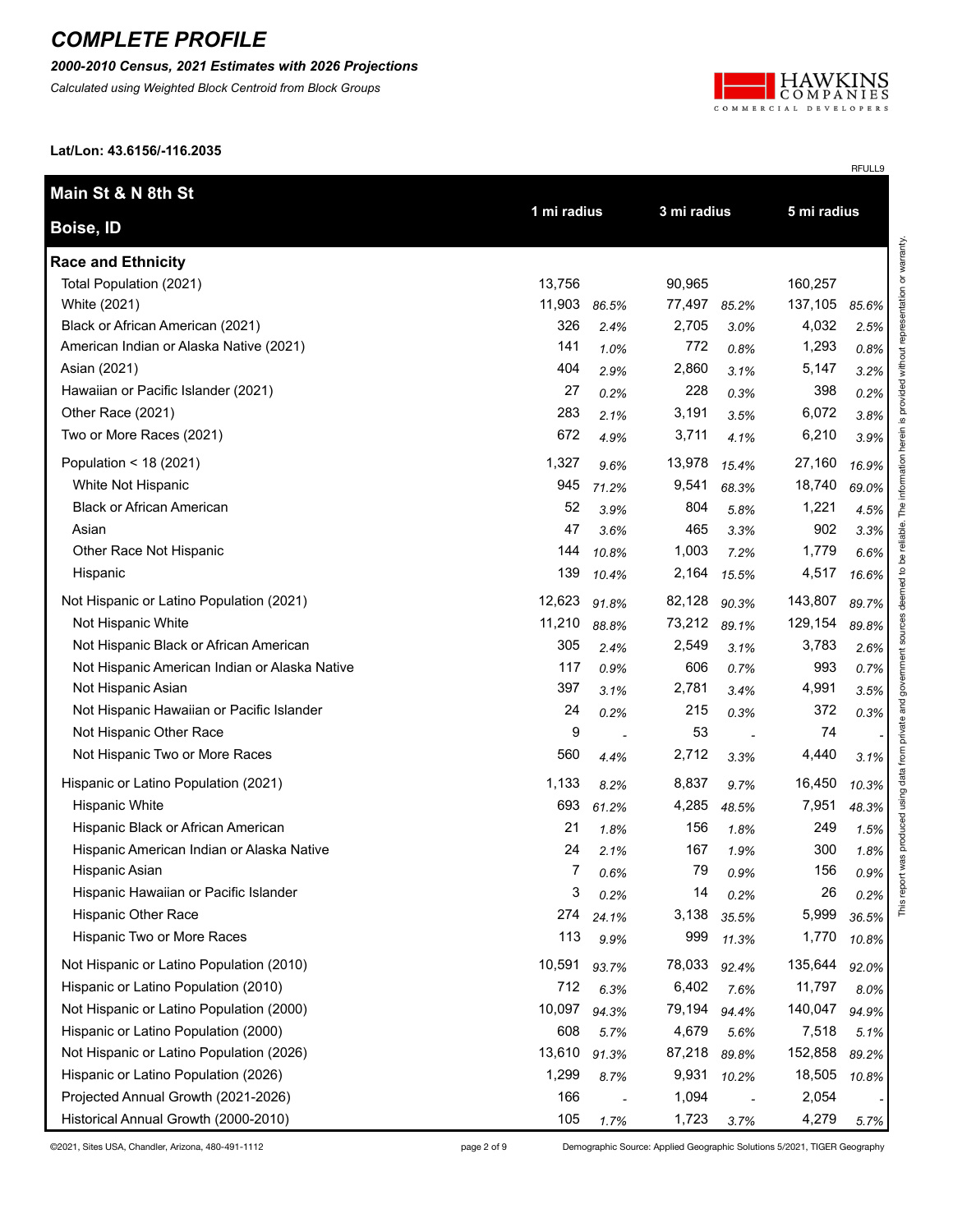# COMPLETE PROFILE

***2000-2010 Census, 2021 Estimates with 2026 Projections***

*Calculated using Weighted Block Centroid from Block Groups*

**Lat/Lon: 43.6156/-116.2035**

RFULL9

| **Main St & N 8th St**<br>**Boise, ID** | 1 mi radius | | 3 mi radius | | 5 mi radius | |
|---|---|---|---|---|---|---|
| **Race and Ethnicity** | | | | | | |
| Total Population (2021) | 13,756 | | 90,965 | | 160,257 | |
| White (2021) | 11,903 | *86.5%* | 77,497 | *85.2%* | 137,105 | *85.6%* |
| Black or African American (2021) | 326 | *2.4%* | 2,705 | *3.0%* | 4,032 | *2.5%* |
| American Indian or Alaska Native (2021) | 141 | *1.0%* | 772 | *0.8%* | 1,293 | *0.8%* |
| Asian (2021) | 404 | *2.9%* | 2,860 | *3.1%* | 5,147 | *3.2%* |
| Hawaiian or Pacific Islander (2021) | 27 | *0.2%* | 228 | *0.3%* | 398 | *0.2%* |
| Other Race (2021) | 283 | *2.1%* | 3,191 | *3.5%* | 6,072 | *3.8%* |
| Two or More Races (2021) | 672 | *4.9%* | 3,711 | *4.1%* | 6,210 | *3.9%* |
| Population < 18 (2021) | 1,327 | *9.6%* | 13,978 | *15.4%* | 27,160 | *16.9%* |
| White Not Hispanic | 945 | *71.2%* | 9,541 | *68.3%* | 18,740 | *69.0%* |
| Black or African American | 52 | *3.9%* | 804 | *5.8%* | 1,221 | *4.5%* |
| Asian | 47 | *3.6%* | 465 | *3.3%* | 902 | *3.3%* |
| Other Race Not Hispanic | 144 | *10.8%* | 1,003 | *7.2%* | 1,779 | *6.6%* |
| Hispanic | 139 | *10.4%* | 2,164 | *15.5%* | 4,517 | *16.6%* |
| Not Hispanic or Latino Population (2021) | 12,623 | *91.8%* | 82,128 | *90.3%* | 143,807 | *89.7%* |
| Not Hispanic White | 11,210 | *88.8%* | 73,212 | *89.1%* | 129,154 | *89.8%* |
| Not Hispanic Black or African American | 305 | *2.4%* | 2,549 | *3.1%* | 3,783 | *2.6%* |
| Not Hispanic American Indian or Alaska Native | 117 | *0.9%* | 606 | *0.7%* | 993 | *0.7%* |
| Not Hispanic Asian | 397 | *3.1%* | 2,781 | *3.4%* | 4,991 | *3.5%* |
| Not Hispanic Hawaiian or Pacific Islander | 24 | *0.2%* | 215 | *0.3%* | 372 | *0.3%* |
| Not Hispanic Other Race | 9 | - | 53 | - | 74 | - |
| Not Hispanic Two or More Races | 560 | *4.4%* | 2,712 | *3.3%* | 4,440 | *3.1%* |
| Hispanic or Latino Population (2021) | 1,133 | *8.2%* | 8,837 | *9.7%* | 16,450 | *10.3%* |
| Hispanic White | 693 | *61.2%* | 4,285 | *48.5%* | 7,951 | *48.3%* |
| Hispanic Black or African American | 21 | *1.8%* | 156 | *1.8%* | 249 | *1.5%* |
| Hispanic American Indian or Alaska Native | 24 | *2.1%* | 167 | *1.9%* | 300 | *1.8%* |
| Hispanic Asian | 7 | *0.6%* | 79 | *0.9%* | 156 | *0.9%* |
| Hispanic Hawaiian or Pacific Islander | 3 | *0.2%* | 14 | *0.2%* | 26 | *0.2%* |
| Hispanic Other Race | 274 | *24.1%* | 3,138 | *35.5%* | 5,999 | *36.5%* |
| Hispanic Two or More Races | 113 | *9.9%* | 999 | *11.3%* | 1,770 | *10.8%* |
| Not Hispanic or Latino Population (2010) | 10,591 | *93.7%* | 78,033 | *92.4%* | 135,644 | *92.0%* |
| Hispanic or Latino Population (2010) | 712 | *6.3%* | 6,402 | *7.6%* | 11,797 | *8.0%* |
| Not Hispanic or Latino Population (2000) | 10,097 | *94.3%* | 79,194 | *94.4%* | 140,047 | *94.9%* |
| Hispanic or Latino Population (2000) | 608 | *5.7%* | 4,679 | *5.6%* | 7,518 | *5.1%* |
| Not Hispanic or Latino Population (2026) | 13,610 | *91.3%* | 87,218 | *89.8%* | 152,858 | *89.2%* |
| Hispanic or Latino Population (2026) | 1,299 | *8.7%* | 9,931 | *10.2%* | 18,505 | *10.8%* |
| Projected Annual Growth (2021-2026) | 166 | - | 1,094 | - | 2,054 | - |
| Historical Annual Growth (2000-2010) | 105 | *1.7%* | 1,723 | *3.7%* | 4,279 | *5.7%* |

This report was produced using data from private and government sources deemed to be reliable. The information herein is provided without representation or warranty.

©2021, Sites USA, Chandler, Arizona, 480-491-1112

Demographic Source: Applied Geographic Solutions 5/2021, TIGER Geography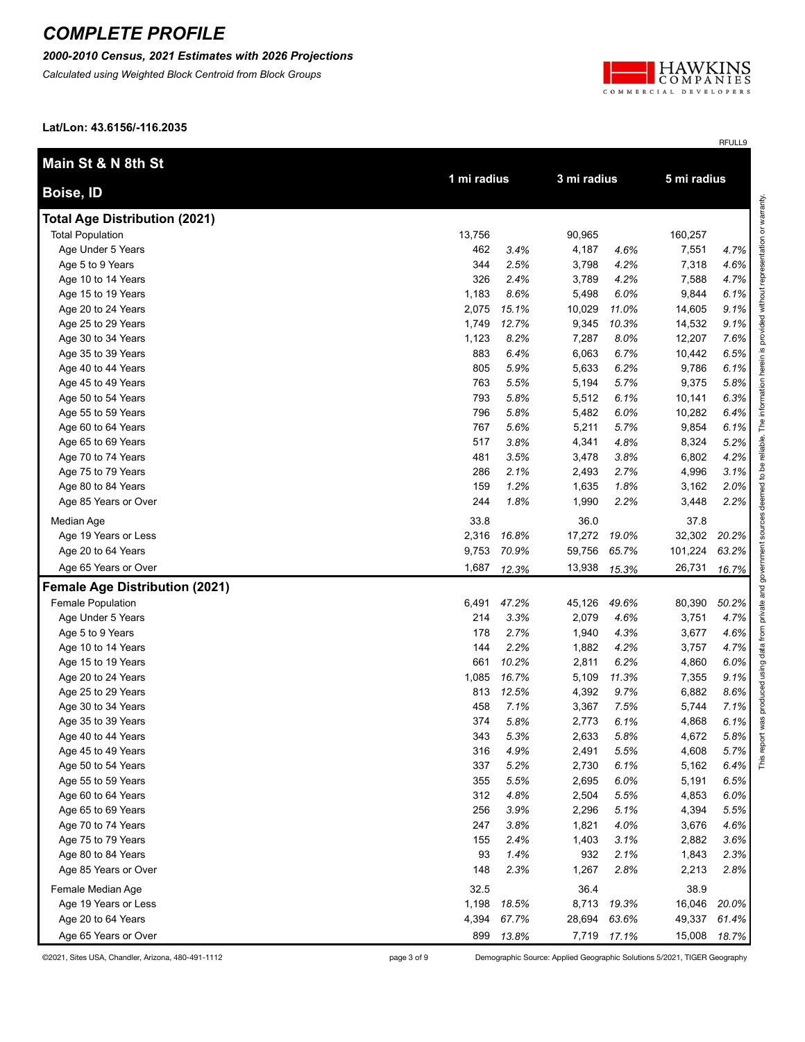# COMPLETE PROFILE

***2000-2010 Census, 2021 Estimates with 2026 Projections***

*Calculated using Weighted Block Centroid from Block Groups*

**Lat/Lon: 43.6156/-116.2035**

RFULL9

| **Main St & N 8th St** **Boise, ID** | **1 mi radius** | | **3 mi radius** | | **5 mi radius** | |
|---|---|---|---|---|---|---|
| **Total Age Distribution (2021)** | | | | | | |
| Total Population | 13,756 | | 90,965 | | 160,257 | |
| Age Under 5 Years | 462 | *3.4%* | 4,187 | *4.6%* | 7,551 | *4.7%* |
| Age 5 to 9 Years | 344 | *2.5%* | 3,798 | *4.2%* | 7,318 | *4.6%* |
| Age 10 to 14 Years | 326 | *2.4%* | 3,789 | *4.2%* | 7,588 | *4.7%* |
| Age 15 to 19 Years | 1,183 | *8.6%* | 5,498 | *6.0%* | 9,844 | *6.1%* |
| Age 20 to 24 Years | 2,075 | *15.1%* | 10,029 | *11.0%* | 14,605 | *9.1%* |
| Age 25 to 29 Years | 1,749 | *12.7%* | 9,345 | *10.3%* | 14,532 | *9.1%* |
| Age 30 to 34 Years | 1,123 | *8.2%* | 7,287 | *8.0%* | 12,207 | *7.6%* |
| Age 35 to 39 Years | 883 | *6.4%* | 6,063 | *6.7%* | 10,442 | *6.5%* |
| Age 40 to 44 Years | 805 | *5.9%* | 5,633 | *6.2%* | 9,786 | *6.1%* |
| Age 45 to 49 Years | 763 | *5.5%* | 5,194 | *5.7%* | 9,375 | *5.8%* |
| Age 50 to 54 Years | 793 | *5.8%* | 5,512 | *6.1%* | 10,141 | *6.3%* |
| Age 55 to 59 Years | 796 | *5.8%* | 5,482 | *6.0%* | 10,282 | *6.4%* |
| Age 60 to 64 Years | 767 | *5.6%* | 5,211 | *5.7%* | 9,854 | *6.1%* |
| Age 65 to 69 Years | 517 | *3.8%* | 4,341 | *4.8%* | 8,324 | *5.2%* |
| Age 70 to 74 Years | 481 | *3.5%* | 3,478 | *3.8%* | 6,802 | *4.2%* |
| Age 75 to 79 Years | 286 | *2.1%* | 2,493 | *2.7%* | 4,996 | *3.1%* |
| Age 80 to 84 Years | 159 | *1.2%* | 1,635 | *1.8%* | 3,162 | *2.0%* |
| Age 85 Years or Over | 244 | *1.8%* | 1,990 | *2.2%* | 3,448 | *2.2%* |
| Median Age | 33.8 | | 36.0 | | 37.8 | |
| Age 19 Years or Less | 2,316 | *16.8%* | 17,272 | *19.0%* | 32,302 | *20.2%* |
| Age 20 to 64 Years | 9,753 | *70.9%* | 59,756 | *65.7%* | 101,224 | *63.2%* |
| Age 65 Years or Over | 1,687 | *12.3%* | 13,938 | *15.3%* | 26,731 | *16.7%* |
| **Female Age Distribution (2021)** | | | | | | |
| Female Population | 6,491 | *47.2%* | 45,126 | *49.6%* | 80,390 | *50.2%* |
| Age Under 5 Years | 214 | *3.3%* | 2,079 | *4.6%* | 3,751 | *4.7%* |
| Age 5 to 9 Years | 178 | *2.7%* | 1,940 | *4.3%* | 3,677 | *4.6%* |
| Age 10 to 14 Years | 144 | *2.2%* | 1,882 | *4.2%* | 3,757 | *4.7%* |
| Age 15 to 19 Years | 661 | *10.2%* | 2,811 | *6.2%* | 4,860 | *6.0%* |
| Age 20 to 24 Years | 1,085 | *16.7%* | 5,109 | *11.3%* | 7,355 | *9.1%* |
| Age 25 to 29 Years | 813 | *12.5%* | 4,392 | *9.7%* | 6,882 | *8.6%* |
| Age 30 to 34 Years | 458 | *7.1%* | 3,367 | *7.5%* | 5,744 | *7.1%* |
| Age 35 to 39 Years | 374 | *5.8%* | 2,773 | *6.1%* | 4,868 | *6.1%* |
| Age 40 to 44 Years | 343 | *5.3%* | 2,633 | *5.8%* | 4,672 | *5.8%* |
| Age 45 to 49 Years | 316 | *4.9%* | 2,491 | *5.5%* | 4,608 | *5.7%* |
| Age 50 to 54 Years | 337 | *5.2%* | 2,730 | *6.1%* | 5,162 | *6.4%* |
| Age 55 to 59 Years | 355 | *5.5%* | 2,695 | *6.0%* | 5,191 | *6.5%* |
| Age 60 to 64 Years | 312 | *4.8%* | 2,504 | *5.5%* | 4,853 | *6.0%* |
| Age 65 to 69 Years | 256 | *3.9%* | 2,296 | *5.1%* | 4,394 | *5.5%* |
| Age 70 to 74 Years | 247 | *3.8%* | 1,821 | *4.0%* | 3,676 | *4.6%* |
| Age 75 to 79 Years | 155 | *2.4%* | 1,403 | *3.1%* | 2,882 | *3.6%* |
| Age 80 to 84 Years | 93 | *1.4%* | 932 | *2.1%* | 1,843 | *2.3%* |
| Age 85 Years or Over | 148 | *2.3%* | 1,267 | *2.8%* | 2,213 | *2.8%* |
| Female Median Age | 32.5 | | 36.4 | | 38.9 | |
| Age 19 Years or Less | 1,198 | *18.5%* | 8,713 | *19.3%* | 16,046 | *20.0%* |
| Age 20 to 64 Years | 4,394 | *67.7%* | 28,694 | *63.6%* | 49,337 | *61.4%* |
| Age 65 Years or Over | 899 | *13.8%* | 7,719 | *17.1%* | 15,008 | *18.7%* |

This report was produced using data from private and government sources deemed to be reliable. The information herein is provided without representation or warranty.

©2021, Sites USA, Chandler, Arizona, 480-491-1112

Demographic Source: Applied Geographic Solutions 5/2021, TIGER Geography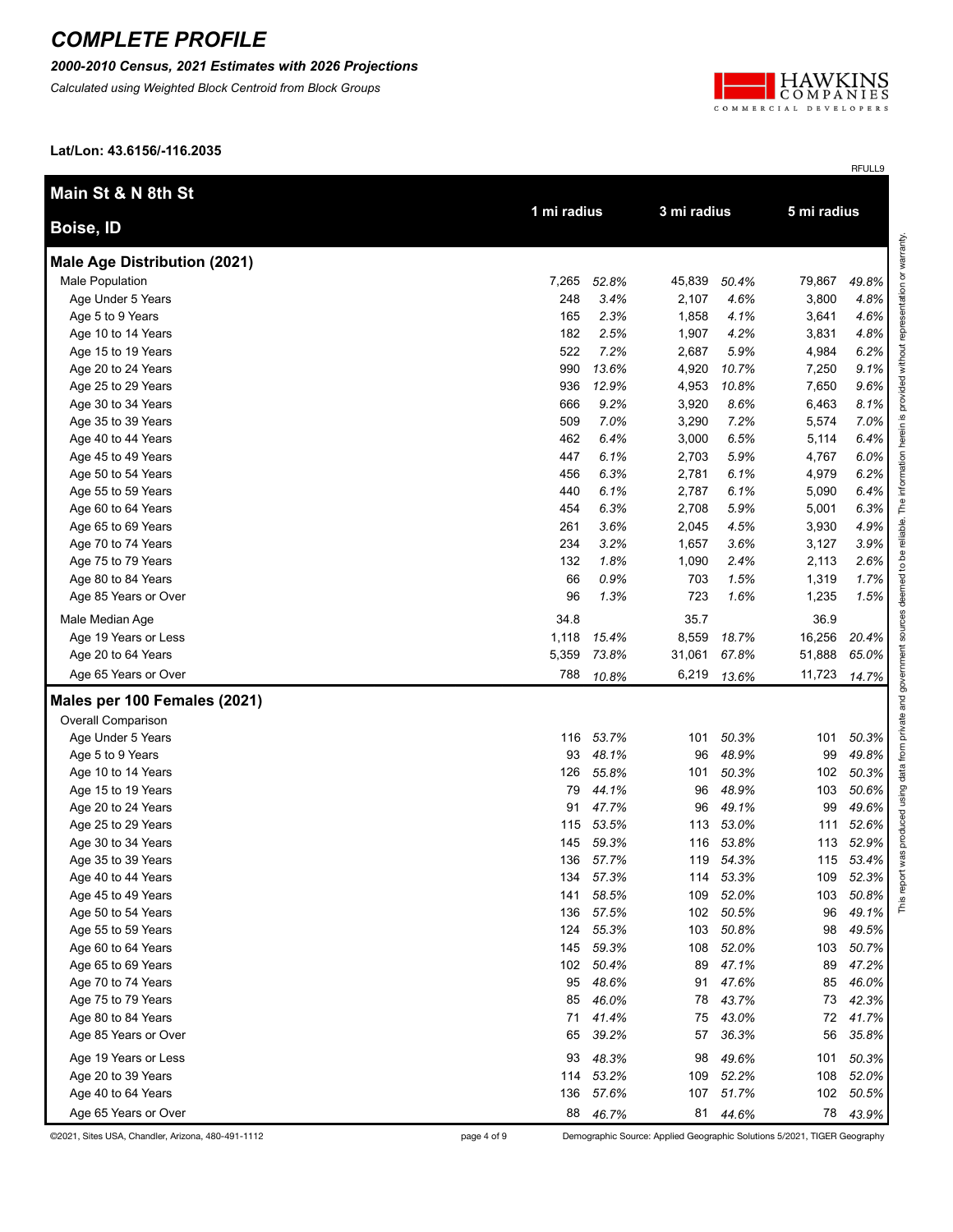# COMPLETE PROFILE

***2000-2010 Census, 2021 Estimates with 2026 Projections***

*Calculated using Weighted Block Centroid from Block Groups*

**Lat/Lon: 43.6156/-116.2035**

RFULL9

| **Main St & N 8th St** <br> **Boise, ID** | 1 mi radius | | 3 mi radius | | 5 mi radius | |
|---|---|---|---|---|---|---|
| **Male Age Distribution (2021)** | | | | | | |
| Male Population | 7,265 | *52.8%* | 45,839 | *50.4%* | 79,867 | *49.8%* |
| Age Under 5 Years | 248 | *3.4%* | 2,107 | *4.6%* | 3,800 | *4.8%* |
| Age 5 to 9 Years | 165 | *2.3%* | 1,858 | *4.1%* | 3,641 | *4.6%* |
| Age 10 to 14 Years | 182 | *2.5%* | 1,907 | *4.2%* | 3,831 | *4.8%* |
| Age 15 to 19 Years | 522 | *7.2%* | 2,687 | *5.9%* | 4,984 | *6.2%* |
| Age 20 to 24 Years | 990 | *13.6%* | 4,920 | *10.7%* | 7,250 | *9.1%* |
| Age 25 to 29 Years | 936 | *12.9%* | 4,953 | *10.8%* | 7,650 | *9.6%* |
| Age 30 to 34 Years | 666 | *9.2%* | 3,920 | *8.6%* | 6,463 | *8.1%* |
| Age 35 to 39 Years | 509 | *7.0%* | 3,290 | *7.2%* | 5,574 | *7.0%* |
| Age 40 to 44 Years | 462 | *6.4%* | 3,000 | *6.5%* | 5,114 | *6.4%* |
| Age 45 to 49 Years | 447 | *6.1%* | 2,703 | *5.9%* | 4,767 | *6.0%* |
| Age 50 to 54 Years | 456 | *6.3%* | 2,781 | *6.1%* | 4,979 | *6.2%* |
| Age 55 to 59 Years | 440 | *6.1%* | 2,787 | *6.1%* | 5,090 | *6.4%* |
| Age 60 to 64 Years | 454 | *6.3%* | 2,708 | *5.9%* | 5,001 | *6.3%* |
| Age 65 to 69 Years | 261 | *3.6%* | 2,045 | *4.5%* | 3,930 | *4.9%* |
| Age 70 to 74 Years | 234 | *3.2%* | 1,657 | *3.6%* | 3,127 | *3.9%* |
| Age 75 to 79 Years | 132 | *1.8%* | 1,090 | *2.4%* | 2,113 | *2.6%* |
| Age 80 to 84 Years | 66 | *0.9%* | 703 | *1.5%* | 1,319 | *1.7%* |
| Age 85 Years or Over | 96 | *1.3%* | 723 | *1.6%* | 1,235 | *1.5%* |
| Male Median Age | 34.8 | | 35.7 | | 36.9 | |
| Age 19 Years or Less | 1,118 | *15.4%* | 8,559 | *18.7%* | 16,256 | *20.4%* |
| Age 20 to 64 Years | 5,359 | *73.8%* | 31,061 | *67.8%* | 51,888 | *65.0%* |
| Age 65 Years or Over | 788 | *10.8%* | 6,219 | *13.6%* | 11,723 | *14.7%* |
| **Males per 100 Females (2021)** | | | | | | |
| Overall Comparison | | | | | | |
| Age Under 5 Years | 116 | *53.7%* | 101 | *50.3%* | 101 | *50.3%* |
| Age 5 to 9 Years | 93 | *48.1%* | 96 | *48.9%* | 99 | *49.8%* |
| Age 10 to 14 Years | 126 | *55.8%* | 101 | *50.3%* | 102 | *50.3%* |
| Age 15 to 19 Years | 79 | *44.1%* | 96 | *48.9%* | 103 | *50.6%* |
| Age 20 to 24 Years | 91 | *47.7%* | 96 | *49.1%* | 99 | *49.6%* |
| Age 25 to 29 Years | 115 | *53.5%* | 113 | *53.0%* | 111 | *52.6%* |
| Age 30 to 34 Years | 145 | *59.3%* | 116 | *53.8%* | 113 | *52.9%* |
| Age 35 to 39 Years | 136 | *57.7%* | 119 | *54.3%* | 115 | *53.4%* |
| Age 40 to 44 Years | 134 | *57.3%* | 114 | *53.3%* | 109 | *52.3%* |
| Age 45 to 49 Years | 141 | *58.5%* | 109 | *52.0%* | 103 | *50.8%* |
| Age 50 to 54 Years | 136 | *57.5%* | 102 | *50.5%* | 96 | *49.1%* |
| Age 55 to 59 Years | 124 | *55.3%* | 103 | *50.8%* | 98 | *49.5%* |
| Age 60 to 64 Years | 145 | *59.3%* | 108 | *52.0%* | 103 | *50.7%* |
| Age 65 to 69 Years | 102 | *50.4%* | 89 | *47.1%* | 89 | *47.2%* |
| Age 70 to 74 Years | 95 | *48.6%* | 91 | *47.6%* | 85 | *46.0%* |
| Age 75 to 79 Years | 85 | *46.0%* | 78 | *43.7%* | 73 | *42.3%* |
| Age 80 to 84 Years | 71 | *41.4%* | 75 | *43.0%* | 72 | *41.7%* |
| Age 85 Years or Over | 65 | *39.2%* | 57 | *36.3%* | 56 | *35.8%* |
| Age 19 Years or Less | 93 | *48.3%* | 98 | *49.6%* | 101 | *50.3%* |
| Age 20 to 39 Years | 114 | *53.2%* | 109 | *52.2%* | 108 | *52.0%* |
| Age 40 to 64 Years | 136 | *57.6%* | 107 | *51.7%* | 102 | *50.5%* |
| Age 65 Years or Over | 88 | *46.7%* | 81 | *44.6%* | 78 | *43.9%* |

This report was produced using data from private and government sources deemed to be reliable. The information herein is provided without representation or warranty.

©2021, Sites USA, Chandler, Arizona, 480-491-1112

Demographic Source: Applied Geographic Solutions 5/2021, TIGER Geography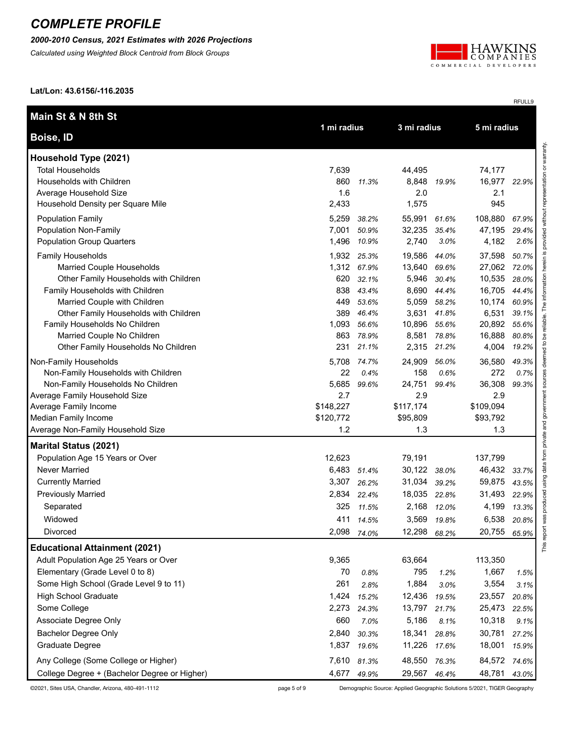# COMPLETE PROFILE

***2000-2010 Census, 2021 Estimates with 2026 Projections***

*Calculated using Weighted Block Centroid from Block Groups*

**Lat/Lon: 43.6156/-116.2035**

RFULL9

| **Main St & N 8th St** / **Boise, ID** | 1 mi radius | | 3 mi radius | | 5 mi radius | |
|---|---|---|---|---|---|---|
| **Household Type (2021)** | | | | | | |
| Total Households | 7,639 | | 44,495 | | 74,177 | |
| Households with Children | 860 | *11.3%* | 8,848 | *19.9%* | 16,977 | *22.9%* |
| Average Household Size | 1.6 | | 2.0 | | 2.1 | |
| Household Density per Square Mile | 2,433 | | 1,575 | | 945 | |
| Population Family | 5,259 | *38.2%* | 55,991 | *61.6%* | 108,880 | *67.9%* |
| Population Non-Family | 7,001 | *50.9%* | 32,235 | *35.4%* | 47,195 | *29.4%* |
| Population Group Quarters | 1,496 | *10.9%* | 2,740 | *3.0%* | 4,182 | *2.6%* |
| Family Households | 1,932 | *25.3%* | 19,586 | *44.0%* | 37,598 | *50.7%* |
| Married Couple Households | 1,312 | *67.9%* | 13,640 | *69.6%* | 27,062 | *72.0%* |
| Other Family Households with Children | 620 | *32.1%* | 5,946 | *30.4%* | 10,535 | *28.0%* |
| Family Households with Children | 838 | *43.4%* | 8,690 | *44.4%* | 16,705 | *44.4%* |
| Married Couple with Children | 449 | *53.6%* | 5,059 | *58.2%* | 10,174 | *60.9%* |
| Other Family Households with Children | 389 | *46.4%* | 3,631 | *41.8%* | 6,531 | *39.1%* |
| Family Households No Children | 1,093 | *56.6%* | 10,896 | *55.6%* | 20,892 | *55.6%* |
| Married Couple No Children | 863 | *78.9%* | 8,581 | *78.8%* | 16,888 | *80.8%* |
| Other Family Households No Children | 231 | *21.1%* | 2,315 | *21.2%* | 4,004 | *19.2%* |
| Non-Family Households | 5,708 | *74.7%* | 24,909 | *56.0%* | 36,580 | *49.3%* |
| Non-Family Households with Children | 22 | *0.4%* | 158 | *0.6%* | 272 | *0.7%* |
| Non-Family Households No Children | 5,685 | *99.6%* | 24,751 | *99.4%* | 36,308 | *99.3%* |
| Average Family Household Size | 2.7 | | 2.9 | | 2.9 | |
| Average Family Income | $148,227 | | $117,174 | | $109,094 | |
| Median Family Income | $120,772 | | $95,809 | | $93,792 | |
| Average Non-Family Household Size | 1.2 | | 1.3 | | 1.3 | |
| **Marital Status (2021)** | | | | | | |
| Population Age 15 Years or Over | 12,623 | | 79,191 | | 137,799 | |
| Never Married | 6,483 | *51.4%* | 30,122 | *38.0%* | 46,432 | *33.7%* |
| Currently Married | 3,307 | *26.2%* | 31,034 | *39.2%* | 59,875 | *43.5%* |
| Previously Married | 2,834 | *22.4%* | 18,035 | *22.8%* | 31,493 | *22.9%* |
| Separated | 325 | *11.5%* | 2,168 | *12.0%* | 4,199 | *13.3%* |
| Widowed | 411 | *14.5%* | 3,569 | *19.8%* | 6,538 | *20.8%* |
| Divorced | 2,098 | *74.0%* | 12,298 | *68.2%* | 20,755 | *65.9%* |
| **Educational Attainment (2021)** | | | | | | |
| Adult Population Age 25 Years or Over | 9,365 | | 63,664 | | 113,350 | |
| Elementary (Grade Level 0 to 8) | 70 | *0.8%* | 795 | *1.2%* | 1,667 | *1.5%* |
| Some High School (Grade Level 9 to 11) | 261 | *2.8%* | 1,884 | *3.0%* | 3,554 | *3.1%* |
| High School Graduate | 1,424 | *15.2%* | 12,436 | *19.5%* | 23,557 | *20.8%* |
| Some College | 2,273 | *24.3%* | 13,797 | *21.7%* | 25,473 | *22.5%* |
| Associate Degree Only | 660 | *7.0%* | 5,186 | *8.1%* | 10,318 | *9.1%* |
| Bachelor Degree Only | 2,840 | *30.3%* | 18,341 | *28.8%* | 30,781 | *27.2%* |
| Graduate Degree | 1,837 | *19.6%* | 11,226 | *17.6%* | 18,001 | *15.9%* |
| Any College (Some College or Higher) | 7,610 | *81.3%* | 48,550 | *76.3%* | 84,572 | *74.6%* |
| College Degree + (Bachelor Degree or Higher) | 4,677 | *49.9%* | 29,567 | *46.4%* | 48,781 | *43.0%* |

This report was produced using data from private and government sources deemed to be reliable. The information herein is provided without representation or warranty.

©2021, Sites USA, Chandler, Arizona, 480-491-1112 — Demographic Source: Applied Geographic Solutions 5/2021, TIGER Geography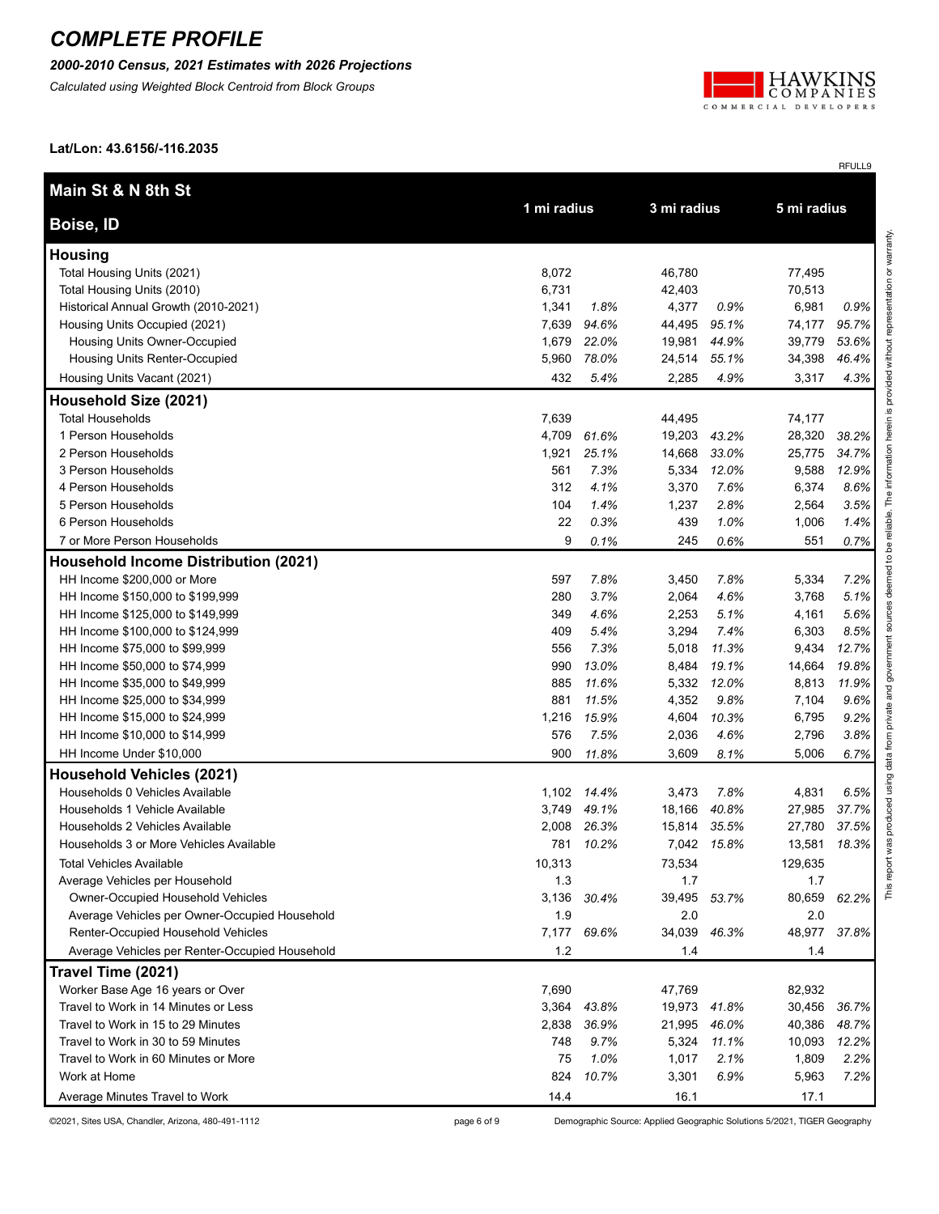# COMPLETE PROFILE

***2000-2010 Census, 2021 Estimates with 2026 Projections***

*Calculated using Weighted Block Centroid from Block Groups*

**Lat/Lon: 43.6156/-116.2035**

RFULL9

| **Main St & N 8th St** **Boise, ID** | 1 mi radius | | 3 mi radius | | 5 mi radius | |
|---|---|---|---|---|---|---|
| **Housing** | | | | | | |
| Total Housing Units (2021) | 8,072 | | 46,780 | | 77,495 | |
| Total Housing Units (2010) | 6,731 | | 42,403 | | 70,513 | |
| Historical Annual Growth (2010-2021) | 1,341 | *1.8%* | 4,377 | *0.9%* | 6,981 | *0.9%* |
| Housing Units Occupied (2021) | 7,639 | *94.6%* | 44,495 | *95.1%* | 74,177 | *95.7%* |
| Housing Units Owner-Occupied | 1,679 | *22.0%* | 19,981 | *44.9%* | 39,779 | *53.6%* |
| Housing Units Renter-Occupied | 5,960 | *78.0%* | 24,514 | *55.1%* | 34,398 | *46.4%* |
| Housing Units Vacant (2021) | 432 | *5.4%* | 2,285 | *4.9%* | 3,317 | *4.3%* |
| **Household Size (2021)** | | | | | | |
| Total Households | 7,639 | | 44,495 | | 74,177 | |
| 1 Person Households | 4,709 | *61.6%* | 19,203 | *43.2%* | 28,320 | *38.2%* |
| 2 Person Households | 1,921 | *25.1%* | 14,668 | *33.0%* | 25,775 | *34.7%* |
| 3 Person Households | 561 | *7.3%* | 5,334 | *12.0%* | 9,588 | *12.9%* |
| 4 Person Households | 312 | *4.1%* | 3,370 | *7.6%* | 6,374 | *8.6%* |
| 5 Person Households | 104 | *1.4%* | 1,237 | *2.8%* | 2,564 | *3.5%* |
| 6 Person Households | 22 | *0.3%* | 439 | *1.0%* | 1,006 | *1.4%* |
| 7 or More Person Households | 9 | *0.1%* | 245 | *0.6%* | 551 | *0.7%* |
| **Household Income Distribution (2021)** | | | | | | |
| HH Income $200,000 or More | 597 | *7.8%* | 3,450 | *7.8%* | 5,334 | *7.2%* |
| HH Income $150,000 to $199,999 | 280 | *3.7%* | 2,064 | *4.6%* | 3,768 | *5.1%* |
| HH Income $125,000 to $149,999 | 349 | *4.6%* | 2,253 | *5.1%* | 4,161 | *5.6%* |
| HH Income $100,000 to $124,999 | 409 | *5.4%* | 3,294 | *7.4%* | 6,303 | *8.5%* |
| HH Income $75,000 to $99,999 | 556 | *7.3%* | 5,018 | *11.3%* | 9,434 | *12.7%* |
| HH Income $50,000 to $74,999 | 990 | *13.0%* | 8,484 | *19.1%* | 14,664 | *19.8%* |
| HH Income $35,000 to $49,999 | 885 | *11.6%* | 5,332 | *12.0%* | 8,813 | *11.9%* |
| HH Income $25,000 to $34,999 | 881 | *11.5%* | 4,352 | *9.8%* | 7,104 | *9.6%* |
| HH Income $15,000 to $24,999 | 1,216 | *15.9%* | 4,604 | *10.3%* | 6,795 | *9.2%* |
| HH Income $10,000 to $14,999 | 576 | *7.5%* | 2,036 | *4.6%* | 2,796 | *3.8%* |
| HH Income Under $10,000 | 900 | *11.8%* | 3,609 | *8.1%* | 5,006 | *6.7%* |
| **Household Vehicles (2021)** | | | | | | |
| Households 0 Vehicles Available | 1,102 | *14.4%* | 3,473 | *7.8%* | 4,831 | *6.5%* |
| Households 1 Vehicle Available | 3,749 | *49.1%* | 18,166 | *40.8%* | 27,985 | *37.7%* |
| Households 2 Vehicles Available | 2,008 | *26.3%* | 15,814 | *35.5%* | 27,780 | *37.5%* |
| Households 3 or More Vehicles Available | 781 | *10.2%* | 7,042 | *15.8%* | 13,581 | *18.3%* |
| Total Vehicles Available | 10,313 | | 73,534 | | 129,635 | |
| Average Vehicles per Household | 1.3 | | 1.7 | | 1.7 | |
| Owner-Occupied Household Vehicles | 3,136 | *30.4%* | 39,495 | *53.7%* | 80,659 | *62.2%* |
| Average Vehicles per Owner-Occupied Household | 1.9 | | 2.0 | | 2.0 | |
| Renter-Occupied Household Vehicles | 7,177 | *69.6%* | 34,039 | *46.3%* | 48,977 | *37.8%* |
| Average Vehicles per Renter-Occupied Household | 1.2 | | 1.4 | | 1.4 | |
| **Travel Time (2021)** | | | | | | |
| Worker Base Age 16 years or Over | 7,690 | | 47,769 | | 82,932 | |
| Travel to Work in 14 Minutes or Less | 3,364 | *43.8%* | 19,973 | *41.8%* | 30,456 | *36.7%* |
| Travel to Work in 15 to 29 Minutes | 2,838 | *36.9%* | 21,995 | *46.0%* | 40,386 | *48.7%* |
| Travel to Work in 30 to 59 Minutes | 748 | *9.7%* | 5,324 | *11.1%* | 10,093 | *12.2%* |
| Travel to Work in 60 Minutes or More | 75 | *1.0%* | 1,017 | *2.1%* | 1,809 | *2.2%* |
| Work at Home | 824 | *10.7%* | 3,301 | *6.9%* | 5,963 | *7.2%* |
| Average Minutes Travel to Work | 14.4 | | 16.1 | | 17.1 | |

This report was produced using data from private and government sources deemed to be reliable. The information herein is provided without representation or warranty.

©2021, Sites USA, Chandler, Arizona, 480-491-1112

Demographic Source: Applied Geographic Solutions 5/2021, TIGER Geography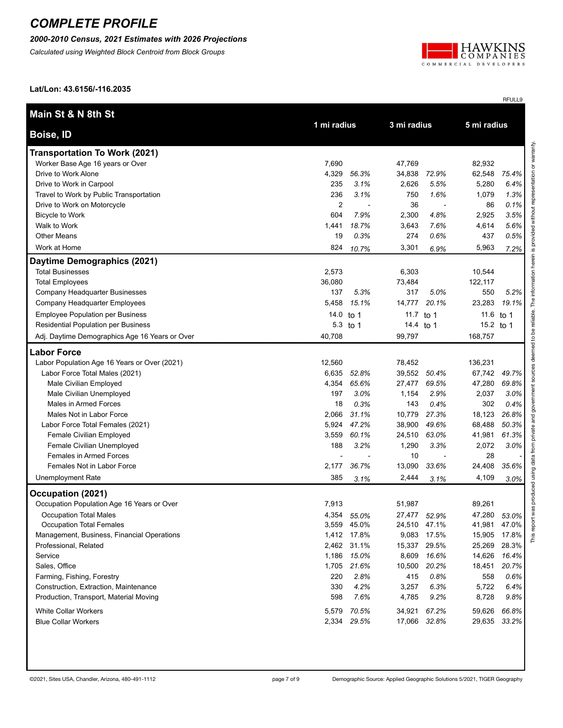# COMPLETE PROFILE

***2000-2010 Census, 2021 Estimates with 2026 Projections***

*Calculated using Weighted Block Centroid from Block Groups*

**Lat/Lon: 43.6156/-116.2035**

RFULL9

| **Main St & N 8th St** **Boise, ID** | 1 mi radius | | 3 mi radius | | 5 mi radius | |
|---|---|---|---|---|---|---|
| **Transportation To Work (2021)** | | | | | | |
| Worker Base Age 16 years or Over | 7,690 | | 47,769 | | 82,932 | |
| Drive to Work Alone | 4,329 | *56.3%* | 34,838 | *72.9%* | 62,548 | *75.4%* |
| Drive to Work in Carpool | 235 | *3.1%* | 2,626 | *5.5%* | 5,280 | *6.4%* |
| Travel to Work by Public Transportation | 236 | *3.1%* | 750 | *1.6%* | 1,079 | *1.3%* |
| Drive to Work on Motorcycle | 2 | - | 36 | - | 86 | *0.1%* |
| Bicycle to Work | 604 | *7.9%* | 2,300 | *4.8%* | 2,925 | *3.5%* |
| Walk to Work | 1,441 | *18.7%* | 3,643 | *7.6%* | 4,614 | *5.6%* |
| Other Means | 19 | *0.3%* | 274 | *0.6%* | 437 | *0.5%* |
| Work at Home | 824 | *10.7%* | 3,301 | *6.9%* | 5,963 | *7.2%* |
| **Daytime Demographics (2021)** | | | | | | |
| Total Businesses | 2,573 | | 6,303 | | 10,544 | |
| Total Employees | 36,080 | | 73,484 | | 122,117 | |
| Company Headquarter Businesses | 137 | *5.3%* | 317 | *5.0%* | 550 | *5.2%* |
| Company Headquarter Employees | 5,458 | *15.1%* | 14,777 | *20.1%* | 23,283 | *19.1%* |
| Employee Population per Business | 14.0 | to 1 | 11.7 | to 1 | 11.6 | to 1 |
| Residential Population per Business | 5.3 | to 1 | 14.4 | to 1 | 15.2 | to 1 |
| Adj. Daytime Demographics Age 16 Years or Over | 40,708 | | 99,797 | | 168,757 | |
| **Labor Force** | | | | | | |
| Labor Population Age 16 Years or Over (2021) | 12,560 | | 78,452 | | 136,231 | |
| Labor Force Total Males (2021) | 6,635 | *52.8%* | 39,552 | *50.4%* | 67,742 | *49.7%* |
| Male Civilian Employed | 4,354 | *65.6%* | 27,477 | *69.5%* | 47,280 | *69.8%* |
| Male Civilian Unemployed | 197 | *3.0%* | 1,154 | *2.9%* | 2,037 | *3.0%* |
| Males in Armed Forces | 18 | *0.3%* | 143 | *0.4%* | 302 | *0.4%* |
| Males Not in Labor Force | 2,066 | *31.1%* | 10,779 | *27.3%* | 18,123 | *26.8%* |
| Labor Force Total Females (2021) | 5,924 | *47.2%* | 38,900 | *49.6%* | 68,488 | *50.3%* |
| Female Civilian Employed | 3,559 | *60.1%* | 24,510 | *63.0%* | 41,981 | *61.3%* |
| Female Civilian Unemployed | 188 | *3.2%* | 1,290 | *3.3%* | 2,072 | *3.0%* |
| Females in Armed Forces | - | - | 10 | - | 28 | - |
| Females Not in Labor Force | 2,177 | *36.7%* | 13,090 | *33.6%* | 24,408 | *35.6%* |
| Unemployment Rate | 385 | *3.1%* | 2,444 | *3.1%* | 4,109 | *3.0%* |
| **Occupation (2021)** | | | | | | |
| Occupation Population Age 16 Years or Over | 7,913 | | 51,987 | | 89,261 | |
| Occupation Total Males | 4,354 | *55.0%* | 27,477 | *52.9%* | 47,280 | *53.0%* |
| Occupation Total Females | 3,559 | 45.0% | 24,510 | 47.1% | 41,981 | 47.0% |
| Management, Business, Financial Operations | 1,412 | 17.8% | 9,083 | 17.5% | 15,905 | 17.8% |
| Professional, Related | 2,462 | 31.1% | 15,337 | 29.5% | 25,269 | 28.3% |
| Service | 1,186 | *15.0%* | 8,609 | *16.6%* | 14,626 | *16.4%* |
| Sales, Office | 1,705 | *21.6%* | 10,500 | *20.2%* | 18,451 | *20.7%* |
| Farming, Fishing, Forestry | 220 | *2.8%* | 415 | *0.8%* | 558 | *0.6%* |
| Construction, Extraction, Maintenance | 330 | *4.2%* | 3,257 | *6.3%* | 5,722 | *6.4%* |
| Production, Transport, Material Moving | 598 | *7.6%* | 4,785 | *9.2%* | 8,728 | *9.8%* |
| White Collar Workers | 5,579 | *70.5%* | 34,921 | *67.2%* | 59,626 | *66.8%* |
| Blue Collar Workers | 2,334 | *29.5%* | 17,066 | *32.8%* | 29,635 | *33.2%* |

This report was produced using data from private and government sources deemed to be reliable. The information herein is provided without representation or warranty.

©2021, Sites USA, Chandler, Arizona, 480-491-1112

Demographic Source: Applied Geographic Solutions 5/2021, TIGER Geography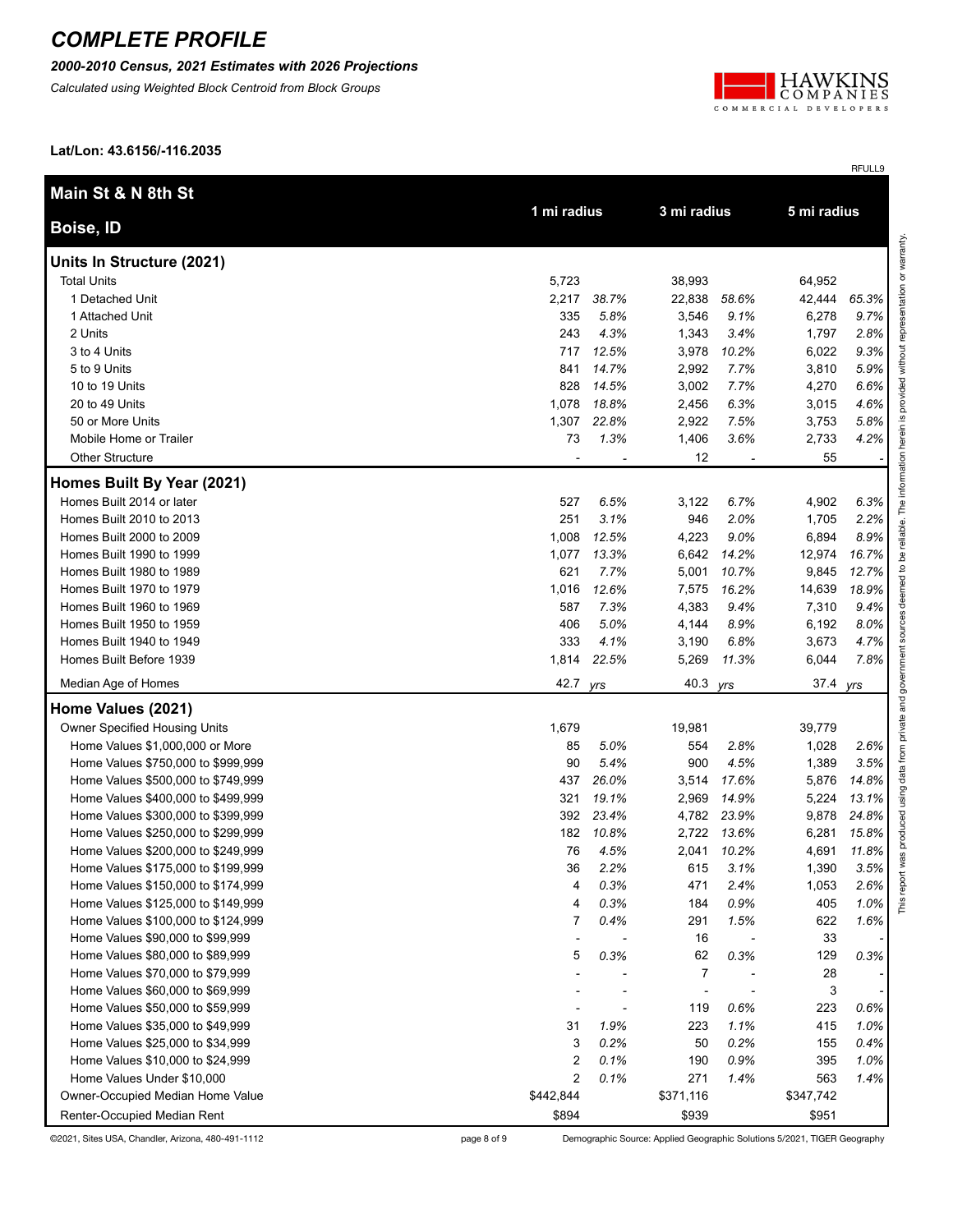# COMPLETE PROFILE

***2000-2010 Census, 2021 Estimates with 2026 Projections***

*Calculated using Weighted Block Centroid from Block Groups*

**Lat/Lon: 43.6156/-116.2035**

RFULL9

| **Main St & N 8th St Boise, ID** | **1 mi radius** | | **3 mi radius** | | **5 mi radius** | |
|---|---|---|---|---|---|---|
| **Units In Structure (2021)** | | | | | | |
| Total Units | 5,723 | | 38,993 | | 64,952 | |
| 1 Detached Unit | 2,217 | *38.7%* | 22,838 | *58.6%* | 42,444 | *65.3%* |
| 1 Attached Unit | 335 | *5.8%* | 3,546 | *9.1%* | 6,278 | *9.7%* |
| 2 Units | 243 | *4.3%* | 1,343 | *3.4%* | 1,797 | *2.8%* |
| 3 to 4 Units | 717 | *12.5%* | 3,978 | *10.2%* | 6,022 | *9.3%* |
| 5 to 9 Units | 841 | *14.7%* | 2,992 | *7.7%* | 3,810 | *5.9%* |
| 10 to 19 Units | 828 | *14.5%* | 3,002 | *7.7%* | 4,270 | *6.6%* |
| 20 to 49 Units | 1,078 | *18.8%* | 2,456 | *6.3%* | 3,015 | *4.6%* |
| 50 or More Units | 1,307 | *22.8%* | 2,922 | *7.5%* | 3,753 | *5.8%* |
| Mobile Home or Trailer | 73 | *1.3%* | 1,406 | *3.6%* | 2,733 | *4.2%* |
| Other Structure | - | - | 12 | - | 55 | - |
| **Homes Built By Year (2021)** | | | | | | |
| Homes Built 2014 or later | 527 | *6.5%* | 3,122 | *6.7%* | 4,902 | *6.3%* |
| Homes Built 2010 to 2013 | 251 | *3.1%* | 946 | *2.0%* | 1,705 | *2.2%* |
| Homes Built 2000 to 2009 | 1,008 | *12.5%* | 4,223 | *9.0%* | 6,894 | *8.9%* |
| Homes Built 1990 to 1999 | 1,077 | *13.3%* | 6,642 | *14.2%* | 12,974 | *16.7%* |
| Homes Built 1980 to 1989 | 621 | *7.7%* | 5,001 | *10.7%* | 9,845 | *12.7%* |
| Homes Built 1970 to 1979 | 1,016 | *12.6%* | 7,575 | *16.2%* | 14,639 | *18.9%* |
| Homes Built 1960 to 1969 | 587 | *7.3%* | 4,383 | *9.4%* | 7,310 | *9.4%* |
| Homes Built 1950 to 1959 | 406 | *5.0%* | 4,144 | *8.9%* | 6,192 | *8.0%* |
| Homes Built 1940 to 1949 | 333 | *4.1%* | 3,190 | *6.8%* | 3,673 | *4.7%* |
| Homes Built Before 1939 | 1,814 | *22.5%* | 5,269 | *11.3%* | 6,044 | *7.8%* |
| Median Age of Homes | 42.7 | *yrs* | 40.3 | *yrs* | 37.4 | *yrs* |
| **Home Values (2021)** | | | | | | |
| Owner Specified Housing Units | 1,679 | | 19,981 | | 39,779 | |
| Home Values $1,000,000 or More | 85 | *5.0%* | 554 | *2.8%* | 1,028 | *2.6%* |
| Home Values $750,000 to $999,999 | 90 | *5.4%* | 900 | *4.5%* | 1,389 | *3.5%* |
| Home Values $500,000 to $749,999 | 437 | *26.0%* | 3,514 | *17.6%* | 5,876 | *14.8%* |
| Home Values $400,000 to $499,999 | 321 | *19.1%* | 2,969 | *14.9%* | 5,224 | *13.1%* |
| Home Values $300,000 to $399,999 | 392 | *23.4%* | 4,782 | *23.9%* | 9,878 | *24.8%* |
| Home Values $250,000 to $299,999 | 182 | *10.8%* | 2,722 | *13.6%* | 6,281 | *15.8%* |
| Home Values $200,000 to $249,999 | 76 | *4.5%* | 2,041 | *10.2%* | 4,691 | *11.8%* |
| Home Values $175,000 to $199,999 | 36 | *2.2%* | 615 | *3.1%* | 1,390 | *3.5%* |
| Home Values $150,000 to $174,999 | 4 | *0.3%* | 471 | *2.4%* | 1,053 | *2.6%* |
| Home Values $125,000 to $149,999 | 4 | *0.3%* | 184 | *0.9%* | 405 | *1.0%* |
| Home Values $100,000 to $124,999 | 7 | *0.4%* | 291 | *1.5%* | 622 | *1.6%* |
| Home Values $90,000 to $99,999 | - | - | 16 | - | 33 | - |
| Home Values $80,000 to $89,999 | 5 | *0.3%* | 62 | *0.3%* | 129 | *0.3%* |
| Home Values $70,000 to $79,999 | - | - | 7 | - | 28 | - |
| Home Values $60,000 to $69,999 | - | - | - | - | 3 | - |
| Home Values $50,000 to $59,999 | - | - | 119 | *0.6%* | 223 | *0.6%* |
| Home Values $35,000 to $49,999 | 31 | *1.9%* | 223 | *1.1%* | 415 | *1.0%* |
| Home Values $25,000 to $34,999 | 3 | *0.2%* | 50 | *0.2%* | 155 | *0.4%* |
| Home Values $10,000 to $24,999 | 2 | *0.1%* | 190 | *0.9%* | 395 | *1.0%* |
| Home Values Under $10,000 | 2 | *0.1%* | 271 | *1.4%* | 563 | *1.4%* |
| Owner-Occupied Median Home Value | $442,844 | | $371,116 | | $347,742 | |
| Renter-Occupied Median Rent | $894 | | $939 | | $951 | |

This report was produced using data from private and government sources deemed to be reliable. The information herein is provided without representation or warranty.

©2021, Sites USA, Chandler, Arizona, 480-491-1112

Demographic Source: Applied Geographic Solutions 5/2021, TIGER Geography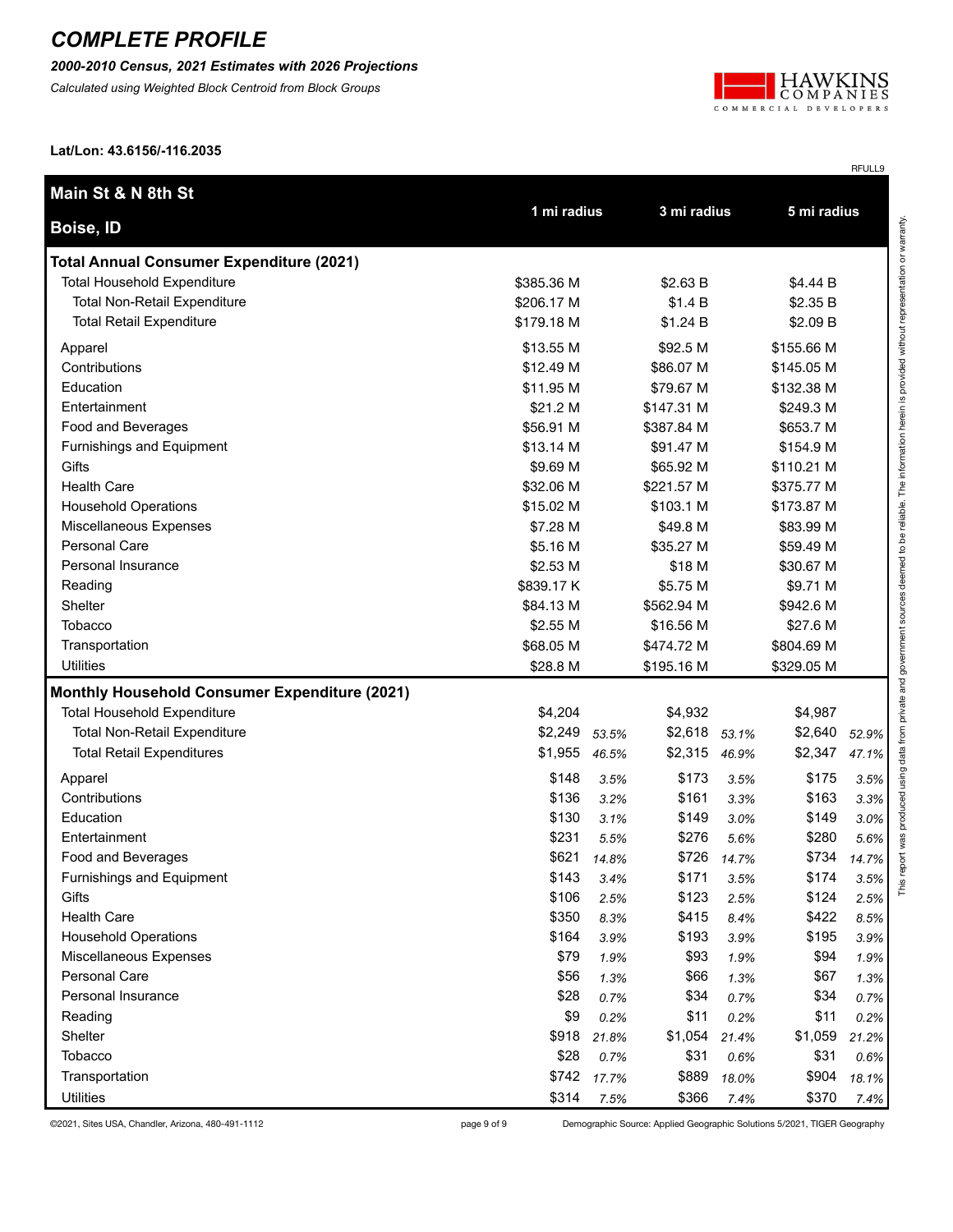# COMPLETE PROFILE

***2000-2010 Census, 2021 Estimates with 2026 Projections***

*Calculated using Weighted Block Centroid from Block Groups*

**Lat/Lon: 43.6156/-116.2035**

RFULL9

| Main St & N 8th St<br>Boise, ID | 1 mi radius | | 3 mi radius | | 5 mi radius | |
|---|---|---|---|---|---|---|
| **Total Annual Consumer Expenditure (2021)** | | | | | | |
| Total Household Expenditure | $385.36 M | | $2.63 B | | $4.44 B | |
| Total Non-Retail Expenditure | $206.17 M | | $1.4 B | | $2.35 B | |
| Total Retail Expenditure | $179.18 M | | $1.24 B | | $2.09 B | |
| Apparel | $13.55 M | | $92.5 M | | $155.66 M | |
| Contributions | $12.49 M | | $86.07 M | | $145.05 M | |
| Education | $11.95 M | | $79.67 M | | $132.38 M | |
| Entertainment | $21.2 M | | $147.31 M | | $249.3 M | |
| Food and Beverages | $56.91 M | | $387.84 M | | $653.7 M | |
| Furnishings and Equipment | $13.14 M | | $91.47 M | | $154.9 M | |
| Gifts | $9.69 M | | $65.92 M | | $110.21 M | |
| Health Care | $32.06 M | | $221.57 M | | $375.77 M | |
| Household Operations | $15.02 M | | $103.1 M | | $173.87 M | |
| Miscellaneous Expenses | $7.28 M | | $49.8 M | | $83.99 M | |
| Personal Care | $5.16 M | | $35.27 M | | $59.49 M | |
| Personal Insurance | $2.53 M | | $18 M | | $30.67 M | |
| Reading | $839.17 K | | $5.75 M | | $9.71 M | |
| Shelter | $84.13 M | | $562.94 M | | $942.6 M | |
| Tobacco | $2.55 M | | $16.56 M | | $27.6 M | |
| Transportation | $68.05 M | | $474.72 M | | $804.69 M | |
| Utilities | $28.8 M | | $195.16 M | | $329.05 M | |
| **Monthly Household Consumer Expenditure (2021)** | | | | | | |
| Total Household Expenditure | $4,204 | | $4,932 | | $4,987 | |
| Total Non-Retail Expenditure | $2,249 | *53.5%* | $2,618 | *53.1%* | $2,640 | *52.9%* |
| Total Retail Expenditures | $1,955 | *46.5%* | $2,315 | *46.9%* | $2,347 | *47.1%* |
| Apparel | $148 | *3.5%* | $173 | *3.5%* | $175 | *3.5%* |
| Contributions | $136 | *3.2%* | $161 | *3.3%* | $163 | *3.3%* |
| Education | $130 | *3.1%* | $149 | *3.0%* | $149 | *3.0%* |
| Entertainment | $231 | *5.5%* | $276 | *5.6%* | $280 | *5.6%* |
| Food and Beverages | $621 | *14.8%* | $726 | *14.7%* | $734 | *14.7%* |
| Furnishings and Equipment | $143 | *3.4%* | $171 | *3.5%* | $174 | *3.5%* |
| Gifts | $106 | *2.5%* | $123 | *2.5%* | $124 | *2.5%* |
| Health Care | $350 | *8.3%* | $415 | *8.4%* | $422 | *8.5%* |
| Household Operations | $164 | *3.9%* | $193 | *3.9%* | $195 | *3.9%* |
| Miscellaneous Expenses | $79 | *1.9%* | $93 | *1.9%* | $94 | *1.9%* |
| Personal Care | $56 | *1.3%* | $66 | *1.3%* | $67 | *1.3%* |
| Personal Insurance | $28 | *0.7%* | $34 | *0.7%* | $34 | *0.7%* |
| Reading | $9 | *0.2%* | $11 | *0.2%* | $11 | *0.2%* |
| Shelter | $918 | *21.8%* | $1,054 | *21.4%* | $1,059 | *21.2%* |
| Tobacco | $28 | *0.7%* | $31 | *0.6%* | $31 | *0.6%* |
| Transportation | $742 | *17.7%* | $889 | *18.0%* | $904 | *18.1%* |
| Utilities | $314 | *7.5%* | $366 | *7.4%* | $370 | *7.4%* |

This report was produced using data from private and government sources deemed to be reliable. The information herein is provided without representation or warranty.

©2021, Sites USA, Chandler, Arizona, 480-491-1112

Demographic Source: Applied Geographic Solutions 5/2021, TIGER Geography